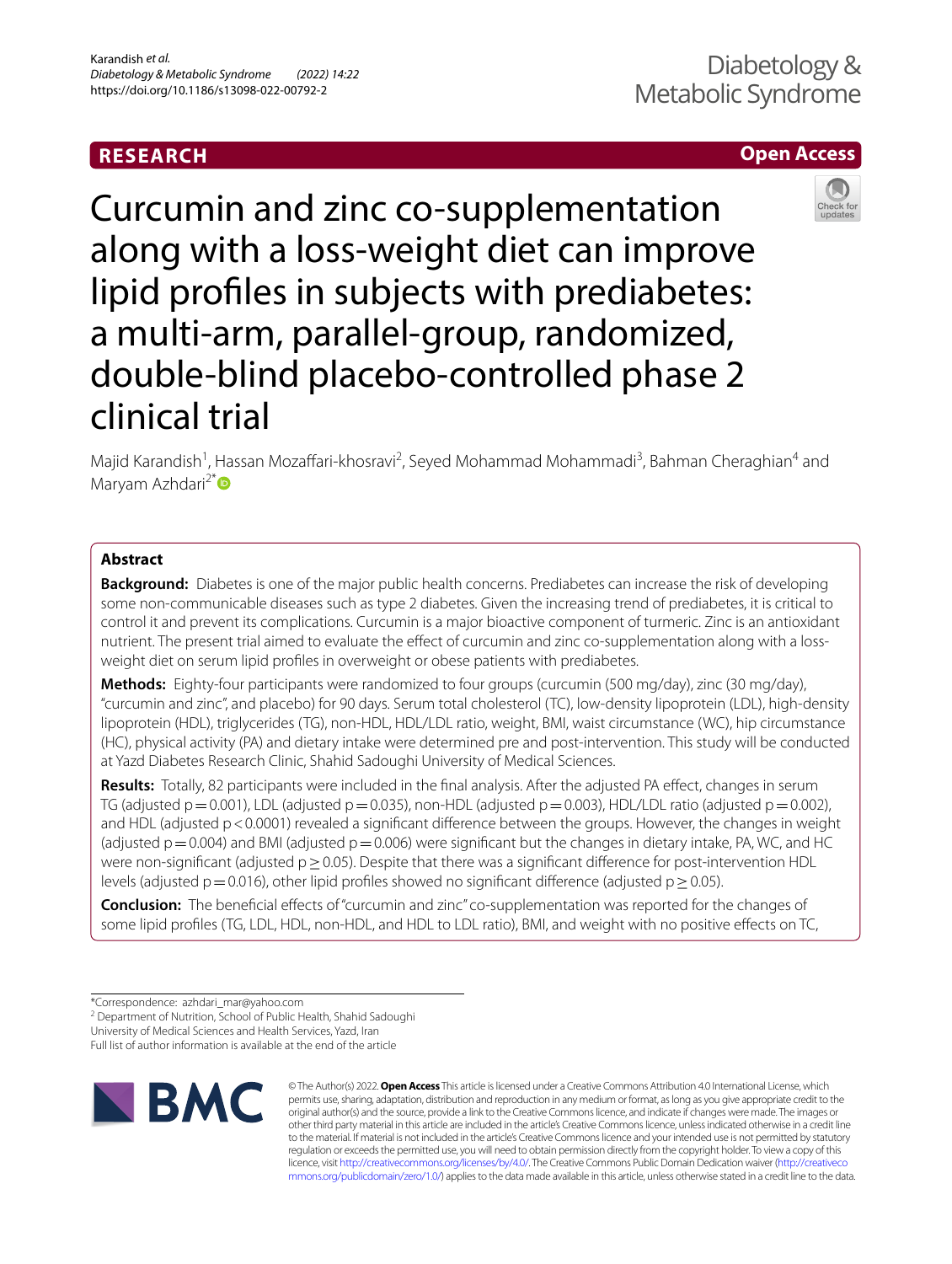RESEARCH

Open Access

# Curcumin and zinc co-supplementation along with a loss-weight diet can improve lipid profiles in subjects with prediabetes: a multi-arm, parallel-group, randomized, double-blind placebo-controlled phase 2 clinical trial

Majid Karandish[1], Hassan Mozaffari-khosravi[2], Seyed Mohammad Mohammadi[3], Bahman Cheraghian[4] and Maryam Azhdari[2*]

## Abstract

**Background:** Diabetes is one of the major public health concerns. Prediabetes can increase the risk of developing some non-communicable diseases such as type 2 diabetes. Given the increasing trend of prediabetes, it is critical to control it and prevent its complications. Curcumin is a major bioactive component of turmeric. Zinc is an antioxidant nutrient. The present trial aimed to evaluate the effect of curcumin and zinc co-supplementation along with a loss-weight diet on serum lipid profiles in overweight or obese patients with prediabetes.

**Methods:** Eighty-four participants were randomized to four groups (curcumin (500 mg/day), zinc (30 mg/day), "curcumin and zinc", and placebo) for 90 days. Serum total cholesterol (TC), low-density lipoprotein (LDL), high-density lipoprotein (HDL), triglycerides (TG), non-HDL, HDL/LDL ratio, weight, BMI, waist circumstance (WC), hip circumstance (HC), physical activity (PA) and dietary intake were determined pre and post-intervention. This study will be conducted at Yazd Diabetes Research Clinic, Shahid Sadoughi University of Medical Sciences.

**Results:** Totally, 82 participants were included in the final analysis. After the adjusted PA effect, changes in serum TG (adjusted $p = 0.001$), LDL (adjusted $p = 0.035$), non-HDL (adjusted $p = 0.003$), HDL/LDL ratio (adjusted $p = 0.002$), and HDL (adjusted $p < 0.0001$) revealed a significant difference between the groups. However, the changes in weight (adjusted $p = 0.004$) and BMI (adjusted $p = 0.006$) were significant but the changes in dietary intake, PA, WC, and HC were non-significant (adjusted $p \geq 0.05$). Despite that there was a significant difference for post-intervention HDL levels (adjusted $p = 0.016$), other lipid profiles showed no significant difference (adjusted $p \geq 0.05$).

**Conclusion:** The beneficial effects of "curcumin and zinc" co-supplementation was reported for the changes of some lipid profiles (TG, LDL, HDL, non-HDL, and HDL to LDL ratio), BMI, and weight with no positive effects on TC,

*Correspondence: azhdari_mar@yahoo.com

[2] Department of Nutrition, School of Public Health, Shahid Sadoughi University of Medical Sciences and Health Services, Yazd, Iran

Full list of author information is available at the end of the article

© The Author(s) 2022. **Open Access** This article is licensed under a Creative Commons Attribution 4.0 International License, which permits use, sharing, adaptation, distribution and reproduction in any medium or format, as long as you give appropriate credit to the original author(s) and the source, provide a link to the Creative Commons licence, and indicate if changes were made. The images or other third party material in this article are included in the article's Creative Commons licence, unless indicated otherwise in a credit line to the material. If material is not included in the article's Creative Commons licence and your intended use is not permitted by statutory regulation or exceeds the permitted use, you will need to obtain permission directly from the copyright holder. To view a copy of this licence, visit http://creativecommons.org/licenses/by/4.0/. The Creative Commons Public Domain Dedication waiver (http://creativecommons.org/publicdomain/zero/1.0/) applies to the data made available in this article, unless otherwise stated in a credit line to the data.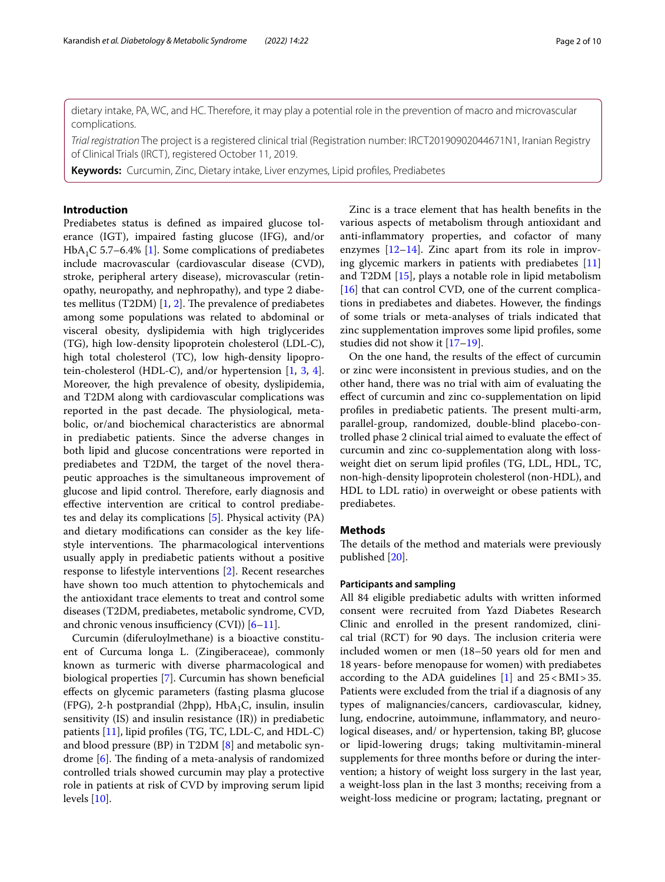dietary intake, PA, WC, and HC. Therefore, it may play a potential role in the prevention of macro and microvascular complications.

*Trial registration* The project is a registered clinical trial (Registration number: IRCT20190902044671N1, Iranian Registry of Clinical Trials (IRCT), registered October 11, 2019.

**Keywords:** Curcumin, Zinc, Dietary intake, Liver enzymes, Lipid profiles, Prediabetes

## Introduction

Prediabetes status is defined as impaired glucose tolerance (IGT), impaired fasting glucose (IFG), and/or $HbA_1C$ 5.7–6.4% [1]. Some complications of prediabetes include macrovascular (cardiovascular disease (CVD), stroke, peripheral artery disease), microvascular (retinopathy, neuropathy, and nephropathy), and type 2 diabetes mellitus (T2DM) [1, 2]. The prevalence of prediabetes among some populations was related to abdominal or visceral obesity, dyslipidemia with high triglycerides (TG), high low-density lipoprotein cholesterol (LDL-C), high total cholesterol (TC), low high-density lipoprotein-cholesterol (HDL-C), and/or hypertension [1, 3, 4]. Moreover, the high prevalence of obesity, dyslipidemia, and T2DM along with cardiovascular complications was reported in the past decade. The physiological, metabolic, or/and biochemical characteristics are abnormal in prediabetic patients. Since the adverse changes in both lipid and glucose concentrations were reported in prediabetes and T2DM, the target of the novel therapeutic approaches is the simultaneous improvement of glucose and lipid control. Therefore, early diagnosis and effective intervention are critical to control prediabetes and delay its complications [5]. Physical activity (PA) and dietary modifications can consider as the key lifestyle interventions. The pharmacological interventions usually apply in prediabetic patients without a positive response to lifestyle interventions [2]. Recent researches have shown too much attention to phytochemicals and the antioxidant trace elements to treat and control some diseases (T2DM, prediabetes, metabolic syndrome, CVD, and chronic venous insufficiency (CVI)) [6–11].

Curcumin (diferuloylmethane) is a bioactive constituent of Curcuma longa L. (Zingiberaceae), commonly known as turmeric with diverse pharmacological and biological properties [7]. Curcumin has shown beneficial effects on glycemic parameters (fasting plasma glucose (FPG), 2-h postprandial (2hpp), $HbA_1C$, insulin, insulin sensitivity (IS) and insulin resistance (IR)) in prediabetic patients [11], lipid profiles (TG, TC, LDL-C, and HDL-C) and blood pressure (BP) in T2DM [8] and metabolic syndrome [6]. The finding of a meta-analysis of randomized controlled trials showed curcumin may play a protective role in patients at risk of CVD by improving serum lipid levels [10].

Zinc is a trace element that has health benefits in the various aspects of metabolism through antioxidant and anti-inflammatory properties, and cofactor of many enzymes [12–14]. Zinc apart from its role in improving glycemic markers in patients with prediabetes [11] and T2DM [15], plays a notable role in lipid metabolism [16] that can control CVD, one of the current complications in prediabetes and diabetes. However, the findings of some trials or meta-analyses of trials indicated that zinc supplementation improves some lipid profiles, some studies did not show it [17–19].

On the one hand, the results of the effect of curcumin or zinc were inconsistent in previous studies, and on the other hand, there was no trial with aim of evaluating the effect of curcumin and zinc co-supplementation on lipid profiles in prediabetic patients. The present multi-arm, parallel-group, randomized, double-blind placebo-controlled phase 2 clinical trial aimed to evaluate the effect of curcumin and zinc co-supplementation along with loss-weight diet on serum lipid profiles (TG, LDL, HDL, TC, non-high-density lipoprotein cholesterol (non-HDL), and HDL to LDL ratio) in overweight or obese patients with prediabetes.

## Methods

The details of the method and materials were previously published [20].

### Participants and sampling

All 84 eligible prediabetic adults with written informed consent were recruited from Yazd Diabetes Research Clinic and enrolled in the present randomized, clinical trial (RCT) for 90 days. The inclusion criteria were included women or men (18–50 years old for men and 18 years- before menopause for women) with prediabetes according to the ADA guidelines [1] and $25 < BMI > 35$. Patients were excluded from the trial if a diagnosis of any types of malignancies/cancers, cardiovascular, kidney, lung, endocrine, autoimmune, inflammatory, and neurological diseases, and/ or hypertension, taking BP, glucose or lipid-lowering drugs; taking multivitamin-mineral supplements for three months before or during the intervention; a history of weight loss surgery in the last year, a weight-loss plan in the last 3 months; receiving from a weight-loss medicine or program; lactating, pregnant or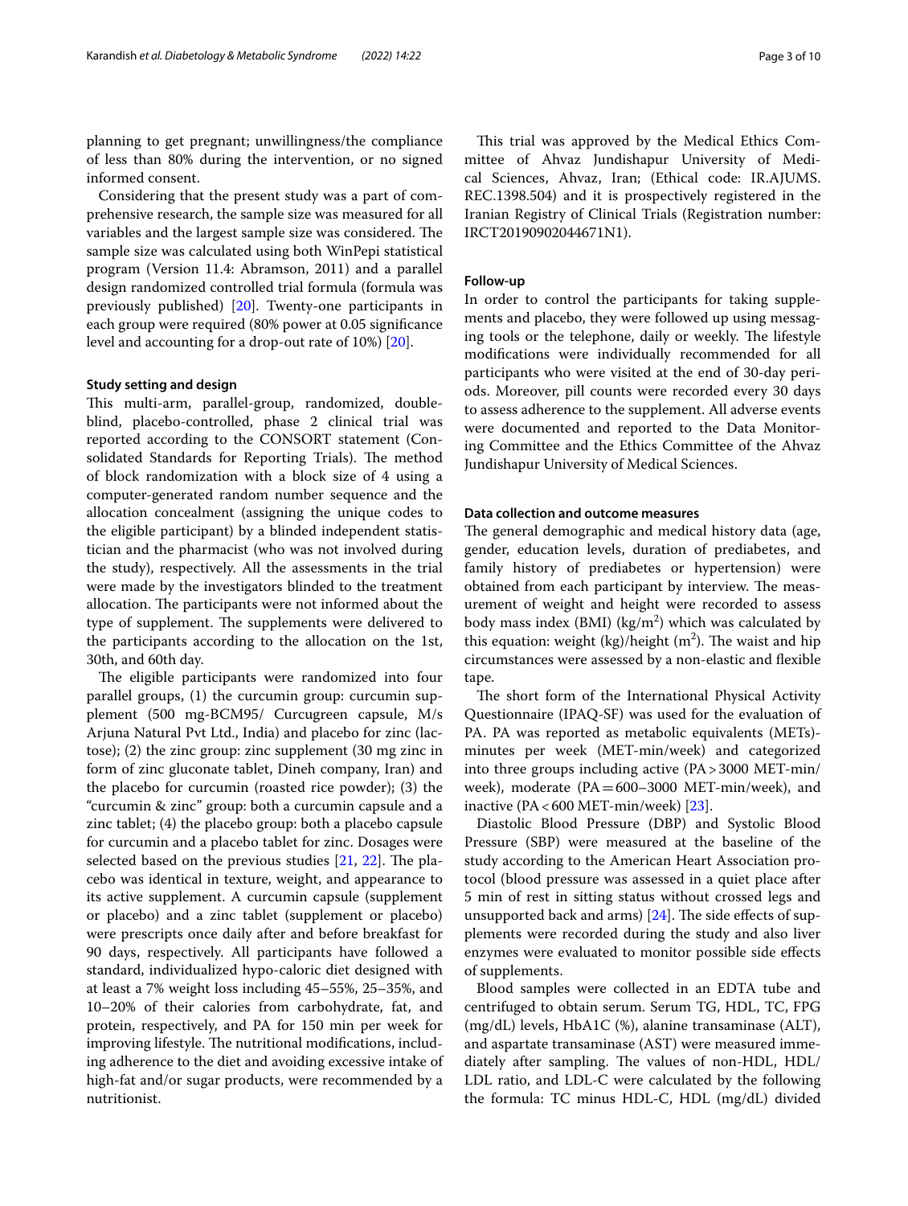planning to get pregnant; unwillingness/the compliance of less than 80% during the intervention, or no signed informed consent.

Considering that the present study was a part of comprehensive research, the sample size was measured for all variables and the largest sample size was considered. The sample size was calculated using both WinPepi statistical program (Version 11.4: Abramson, 2011) and a parallel design randomized controlled trial formula (formula was previously published) [20]. Twenty-one participants in each group were required (80% power at 0.05 significance level and accounting for a drop-out rate of 10%) [20].

### Study setting and design

This multi-arm, parallel-group, randomized, double-blind, placebo-controlled, phase 2 clinical trial was reported according to the CONSORT statement (Consolidated Standards for Reporting Trials). The method of block randomization with a block size of 4 using a computer-generated random number sequence and the allocation concealment (assigning the unique codes to the eligible participant) by a blinded independent statistician and the pharmacist (who was not involved during the study), respectively. All the assessments in the trial were made by the investigators blinded to the treatment allocation. The participants were not informed about the type of supplement. The supplements were delivered to the participants according to the allocation on the 1st, 30th, and 60th day.

The eligible participants were randomized into four parallel groups, (1) the curcumin group: curcumin supplement (500 mg-BCM95/ Curcugreen capsule, M/s Arjuna Natural Pvt Ltd., India) and placebo for zinc (lactose); (2) the zinc group: zinc supplement (30 mg zinc in form of zinc gluconate tablet, Dineh company, Iran) and the placebo for curcumin (roasted rice powder); (3) the "curcumin & zinc" group: both a curcumin capsule and a zinc tablet; (4) the placebo group: both a placebo capsule for curcumin and a placebo tablet for zinc. Dosages were selected based on the previous studies [21, 22]. The placebo was identical in texture, weight, and appearance to its active supplement. A curcumin capsule (supplement or placebo) and a zinc tablet (supplement or placebo) were prescripts once daily after and before breakfast for 90 days, respectively. All participants have followed a standard, individualized hypo-caloric diet designed with at least a 7% weight loss including 45–55%, 25–35%, and 10–20% of their calories from carbohydrate, fat, and protein, respectively, and PA for 150 min per week for improving lifestyle. The nutritional modifications, including adherence to the diet and avoiding excessive intake of high-fat and/or sugar products, were recommended by a nutritionist.

This trial was approved by the Medical Ethics Committee of Ahvaz Jundishapur University of Medical Sciences, Ahvaz, Iran; (Ethical code: IR.AJUMS.REC.1398.504) and it is prospectively registered in the Iranian Registry of Clinical Trials (Registration number: IRCT20190902044671N1).

### Follow-up

In order to control the participants for taking supplements and placebo, they were followed up using messaging tools or the telephone, daily or weekly. The lifestyle modifications were individually recommended for all participants who were visited at the end of 30-day periods. Moreover, pill counts were recorded every 30 days to assess adherence to the supplement. All adverse events were documented and reported to the Data Monitoring Committee and the Ethics Committee of the Ahvaz Jundishapur University of Medical Sciences.

### Data collection and outcome measures

The general demographic and medical history data (age, gender, education levels, duration of prediabetes, and family history of prediabetes or hypertension) were obtained from each participant by interview. The measurement of weight and height were recorded to assess body mass index (BMI) ($kg/m^2$) which was calculated by this equation: weight (kg)/height ($m^2$). The waist and hip circumstances were assessed by a non-elastic and flexible tape.

The short form of the International Physical Activity Questionnaire (IPAQ-SF) was used for the evaluation of PA. PA was reported as metabolic equivalents (METs)-minutes per week (MET-min/week) and categorized into three groups including active (PA > 3000 MET-min/week), moderate (PA = 600–3000 MET-min/week), and inactive (PA < 600 MET-min/week) [23].

Diastolic Blood Pressure (DBP) and Systolic Blood Pressure (SBP) were measured at the baseline of the study according to the American Heart Association protocol (blood pressure was assessed in a quiet place after 5 min of rest in sitting status without crossed legs and unsupported back and arms) [24]. The side effects of supplements were recorded during the study and also liver enzymes were evaluated to monitor possible side effects of supplements.

Blood samples were collected in an EDTA tube and centrifuged to obtain serum. Serum TG, HDL, TC, FPG (mg/dL) levels, HbA1C (%), alanine transaminase (ALT), and aspartate transaminase (AST) were measured immediately after sampling. The values of non-HDL, HDL/LDL ratio, and LDL-C were calculated by the following the formula: TC minus HDL-C, HDL (mg/dL) divided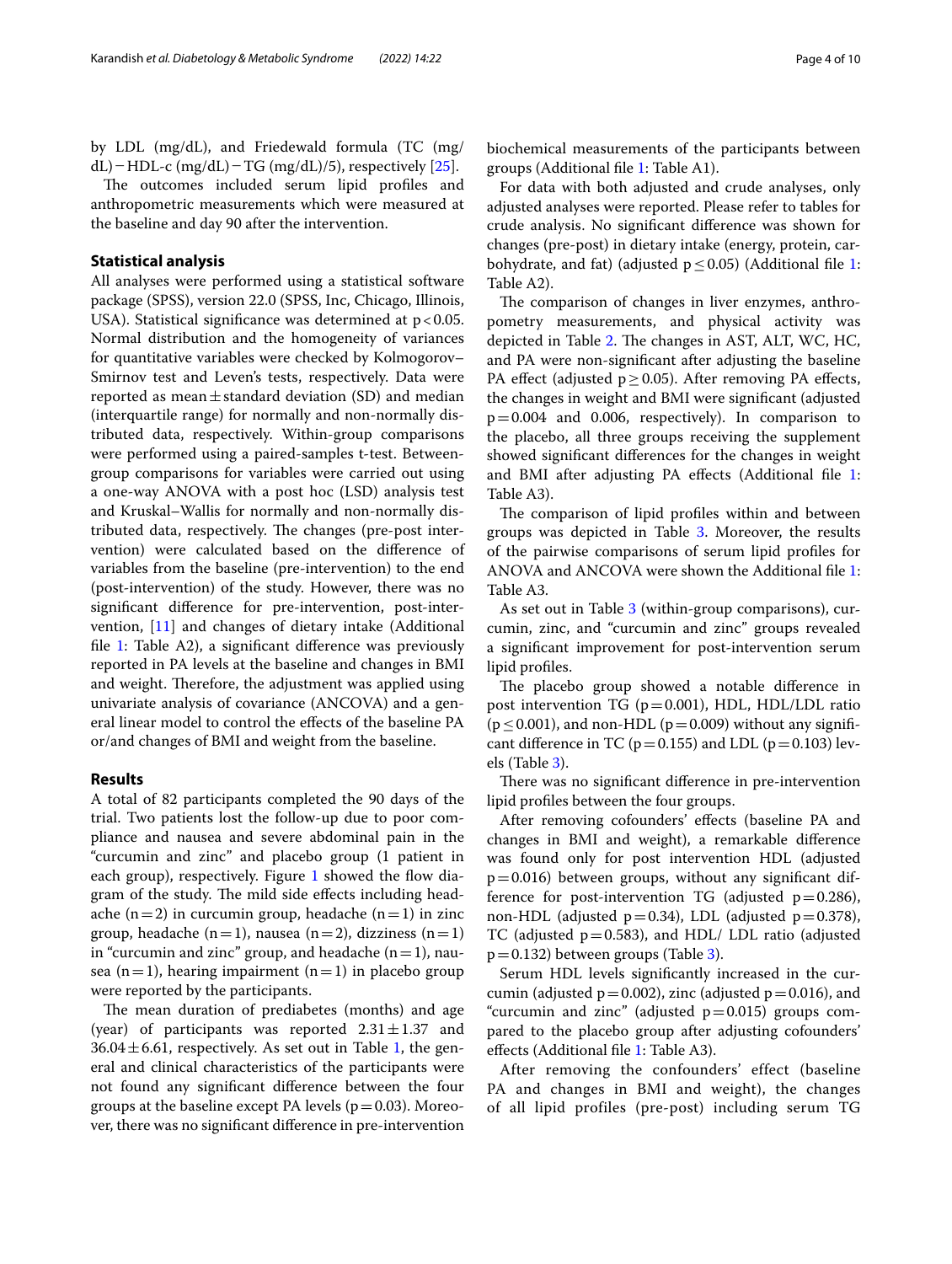by LDL (mg/dL), and Friedewald formula (TC (mg/dL) − HDL-c (mg/dL) − TG (mg/dL)/5), respectively [25].

The outcomes included serum lipid profiles and anthropometric measurements which were measured at the baseline and day 90 after the intervention.

### Statistical analysis

All analyses were performed using a statistical software package (SPSS), version 22.0 (SPSS, Inc, Chicago, Illinois, USA). Statistical significance was determined at $p < 0.05$. Normal distribution and the homogeneity of variances for quantitative variables were checked by Kolmogorov–Smirnov test and Leven's tests, respectively. Data were reported as mean ± standard deviation (SD) and median (interquartile range) for normally and non-normally distributed data, respectively. Within-group comparisons were performed using a paired-samples t-test. Between-group comparisons for variables were carried out using a one-way ANOVA with a post hoc (LSD) analysis test and Kruskal–Wallis for normally and non-normally distributed data, respectively. The changes (pre-post intervention) were calculated based on the difference of variables from the baseline (pre-intervention) to the end (post-intervention) of the study. However, there was no significant difference for pre-intervention, post-intervention, [11] and changes of dietary intake (Additional file 1: Table A2), a significant difference was previously reported in PA levels at the baseline and changes in BMI and weight. Therefore, the adjustment was applied using univariate analysis of covariance (ANCOVA) and a general linear model to control the effects of the baseline PA or/and changes of BMI and weight from the baseline.

### Results

A total of 82 participants completed the 90 days of the trial. Two patients lost the follow-up due to poor compliance and nausea and severe abdominal pain in the "curcumin and zinc" and placebo group (1 patient in each group), respectively. Figure 1 showed the flow diagram of the study. The mild side effects including headache (n = 2) in curcumin group, headache (n = 1) in zinc group, headache (n = 1), nausea (n = 2), dizziness (n = 1) in "curcumin and zinc" group, and headache (n = 1), nausea (n = 1), hearing impairment (n = 1) in placebo group were reported by the participants.

The mean duration of prediabetes (months) and age (year) of participants was reported 2.31 ± 1.37 and 36.04 ± 6.61, respectively. As set out in Table 1, the general and clinical characteristics of the participants were not found any significant difference between the four groups at the baseline except PA levels ($p = 0.03$). Moreover, there was no significant difference in pre-intervention biochemical measurements of the participants between groups (Additional file 1: Table A1).

For data with both adjusted and crude analyses, only adjusted analyses were reported. Please refer to tables for crude analysis. No significant difference was shown for changes (pre-post) in dietary intake (energy, protein, carbohydrate, and fat) (adjusted $p \leq 0.05$) (Additional file 1: Table A2).

The comparison of changes in liver enzymes, anthropometry measurements, and physical activity was depicted in Table 2. The changes in AST, ALT, WC, HC, and PA were non-significant after adjusting the baseline PA effect (adjusted $p \geq 0.05$). After removing PA effects, the changes in weight and BMI were significant (adjusted $p = 0.004$ and 0.006, respectively). In comparison to the placebo, all three groups receiving the supplement showed significant differences for the changes in weight and BMI after adjusting PA effects (Additional file 1: Table A3).

The comparison of lipid profiles within and between groups was depicted in Table 3. Moreover, the results of the pairwise comparisons of serum lipid profiles for ANOVA and ANCOVA were shown the Additional file 1: Table A3.

As set out in Table 3 (within-group comparisons), curcumin, zinc, and "curcumin and zinc" groups revealed a significant improvement for post-intervention serum lipid profiles.

The placebo group showed a notable difference in post intervention TG ($p = 0.001$), HDL, HDL/LDL ratio ($p \leq 0.001$), and non-HDL ($p = 0.009$) without any significant difference in TC ($p = 0.155$) and LDL ($p = 0.103$) levels (Table 3).

There was no significant difference in pre-intervention lipid profiles between the four groups.

After removing cofounders' effects (baseline PA and changes in BMI and weight), a remarkable difference was found only for post intervention HDL (adjusted $p = 0.016$) between groups, without any significant difference for post-intervention TG (adjusted $p = 0.286$), non-HDL (adjusted $p = 0.34$), LDL (adjusted $p = 0.378$), TC (adjusted $p = 0.583$), and HDL/ LDL ratio (adjusted $p = 0.132$) between groups (Table 3).

Serum HDL levels significantly increased in the curcumin (adjusted $p = 0.002$), zinc (adjusted $p = 0.016$), and "curcumin and zinc" (adjusted $p = 0.015$) groups compared to the placebo group after adjusting cofounders' effects (Additional file 1: Table A3).

After removing the confounders' effect (baseline PA and changes in BMI and weight), the changes of all lipid profiles (pre-post) including serum TG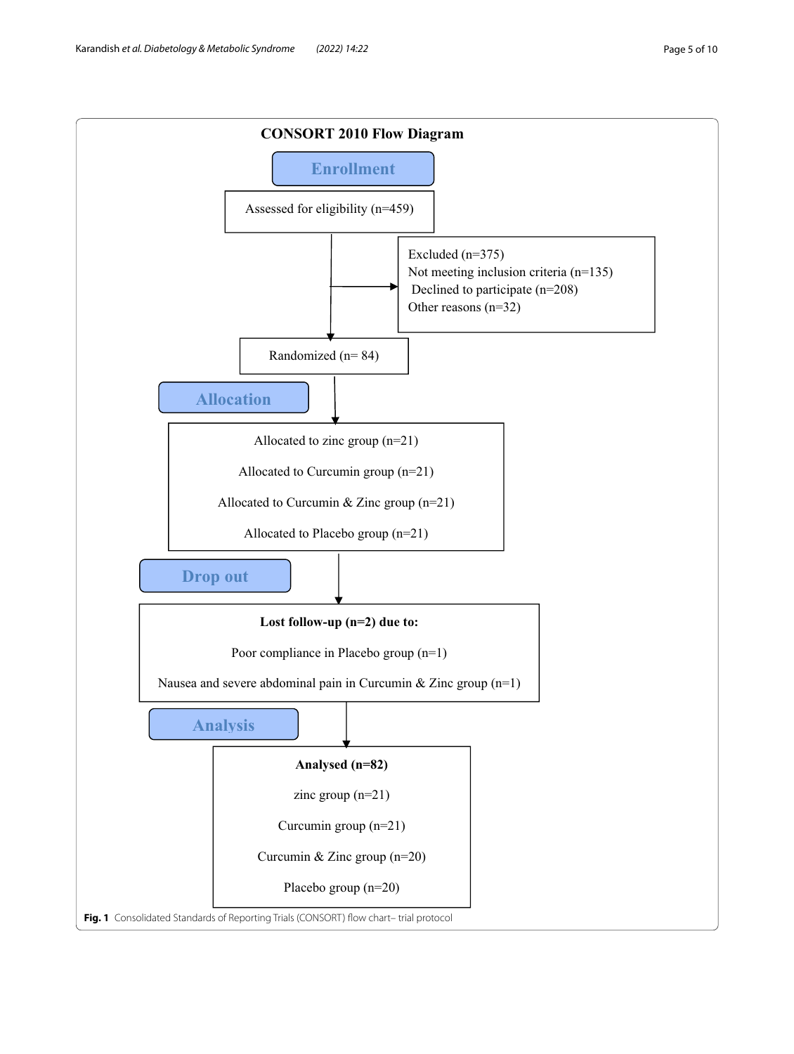**CONSORT 2010 Flow Diagram**

**Enrollment**

Assessed for eligibility (n=459)

Excluded (n=375)
Not meeting inclusion criteria (n=135)
Declined to participate (n=208)
Other reasons (n=32)

Randomized (n= 84)

**Allocation**

Allocated to zinc group (n=21)

Allocated to Curcumin group (n=21)

Allocated to Curcumin & Zinc group (n=21)

Allocated to Placebo group (n=21)

**Drop out**

**Lost follow-up (n=2) due to:**

Poor compliance in Placebo group (n=1)

Nausea and severe abdominal pain in Curcumin & Zinc group (n=1)

**Analysis**

**Analysed (n=82)**

zinc group (n=21)

Curcumin group (n=21)

Curcumin & Zinc group (n=20)

Placebo group (n=20)

**Fig. 1** Consolidated Standards of Reporting Trials (CONSORT) flow chart– trial protocol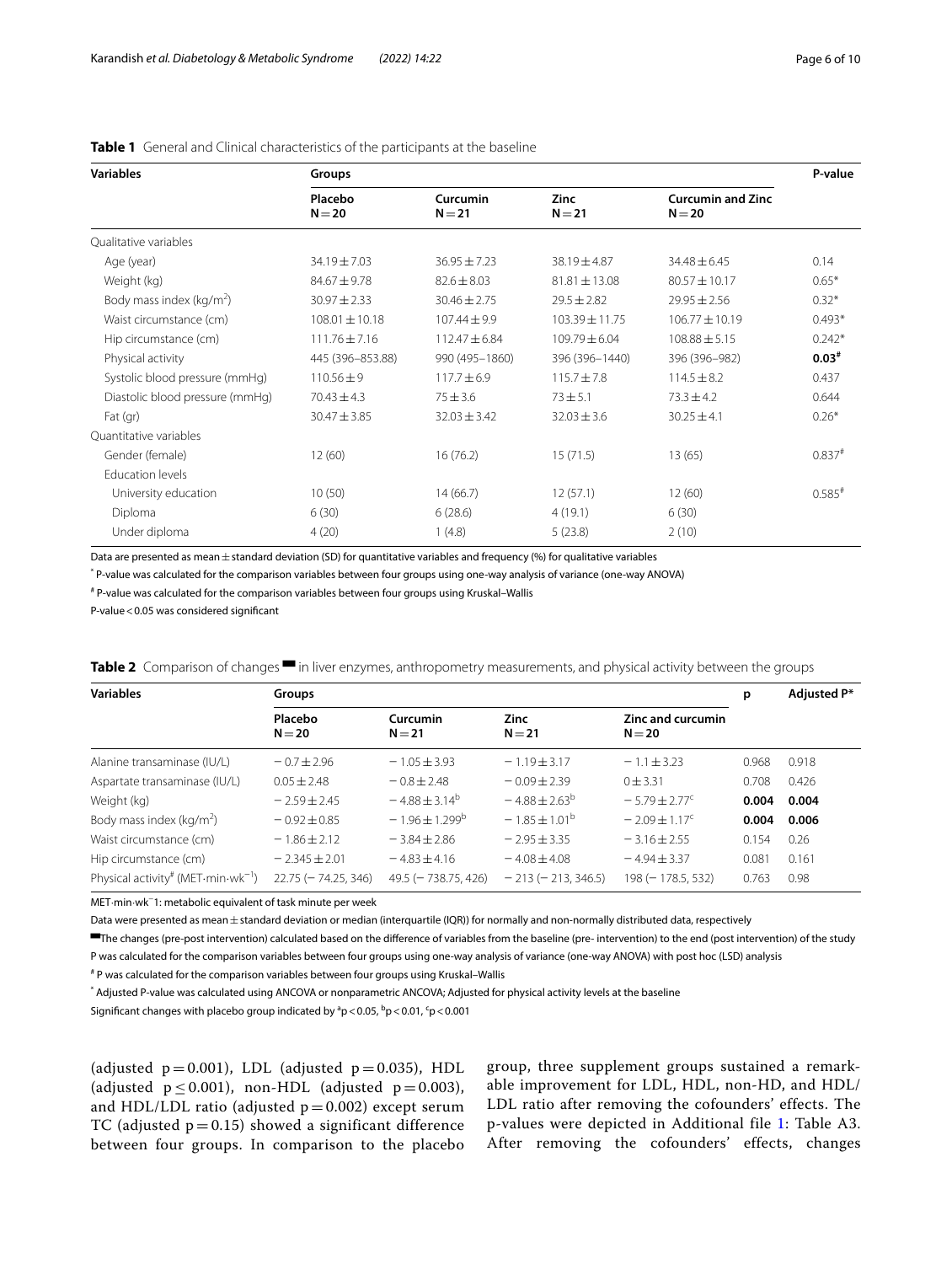**Table 1** General and Clinical characteristics of the participants at the baseline

| Variables | Groups | | | | P-value |
|---|---|---|---|---|---|
| | Placebo N = 20 | Curcumin N = 21 | Zinc N = 21 | Curcumin and Zinc N = 20 | |
| Qualitative variables | | | | | |
| Age (year) | 34.19 ± 7.03 | 36.95 ± 7.23 | 38.19 ± 4.87 | 34.48 ± 6.45 | 0.14 |
| Weight (kg) | 84.67 ± 9.78 | 82.6 ± 8.03 | 81.81 ± 13.08 | 80.57 ± 10.17 | 0.65* |
| Body mass index (kg/m$^2$) | 30.97 ± 2.33 | 30.46 ± 2.75 | 29.5 ± 2.82 | 29.95 ± 2.56 | 0.32* |
| Waist circumstance (cm) | 108.01 ± 10.18 | 107.44 ± 9.9 | 103.39 ± 11.75 | 106.77 ± 10.19 | 0.493* |
| Hip circumstance (cm) | 111.76 ± 7.16 | 112.47 ± 6.84 | 109.79 ± 6.04 | 108.88 ± 5.15 | 0.242* |
| Physical activity | 445 (396–853.88) | 990 (495–1860) | 396 (396–1440) | 396 (396–982) | **0.03#** |
| Systolic blood pressure (mmHg) | 110.56 ± 9 | 117.7 ± 6.9 | 115.7 ± 7.8 | 114.5 ± 8.2 | 0.437 |
| Diastolic blood pressure (mmHg) | 70.43 ± 4.3 | 75 ± 3.6 | 73 ± 5.1 | 73.3 ± 4.2 | 0.644 |
| Fat (gr) | 30.47 ± 3.85 | 32.03 ± 3.42 | 32.03 ± 3.6 | 30.25 ± 4.1 | 0.26* |
| Quantitative variables | | | | | |
| Gender (female) | 12 (60) | 16 (76.2) | 15 (71.5) | 13 (65) | 0.837# |
| Education levels | | | | | |
| University education | 10 (50) | 14 (66.7) | 12 (57.1) | 12 (60) | 0.585# |
| Diploma | 6 (30) | 6 (28.6) | 4 (19.1) | 6 (30) | |
| Under diploma | 4 (20) | 1 (4.8) | 5 (23.8) | 2 (10) | |

Data are presented as mean ± standard deviation (SD) for quantitative variables and frequency (%) for qualitative variables

* P-value was calculated for the comparison variables between four groups using one-way analysis of variance (one-way ANOVA)

# P-value was calculated for the comparison variables between four groups using Kruskal–Wallis

P-value < 0.05 was considered significant

**Table 2** Comparison of changes ▬ in liver enzymes, anthropometry measurements, and physical activity between the groups

| Variables | Groups | | | | p | Adjusted P* |
|---|---|---|---|---|---|---|
| | Placebo N = 20 | Curcumin N = 21 | Zinc N = 21 | Zinc and curcumin N = 20 | | |
| Alanine transaminase (IU/L) | − 0.7 ± 2.96 | − 1.05 ± 3.93 | − 1.19 ± 3.17 | − 1.1 ± 3.23 | 0.968 | 0.918 |
| Aspartate transaminase (IU/L) | 0.05 ± 2.48 | − 0.8 ± 2.48 | − 0.09 ± 2.39 | 0 ± 3.31 | 0.708 | 0.426 |
| Weight (kg) | − 2.59 ± 2.45 | − 4.88 ± 3.14[b] | − 4.88 ± 2.63[b] | − 5.79 ± 2.77[c] | **0.004** | **0.004** |
| Body mass index (kg/m$^2$) | − 0.92 ± 0.85 | − 1.96 ± 1.299[b] | − 1.85 ± 1.01[b] | − 2.09 ± 1.17[c] | **0.004** | **0.006** |
| Waist circumstance (cm) | − 1.86 ± 2.12 | − 3.84 ± 2.86 | − 2.95 ± 3.35 | − 3.16 ± 2.55 | 0.154 | 0.26 |
| Hip circumstance (cm) | − 2.345 ± 2.01 | − 4.83 ± 4.16 | − 4.08 ± 4.08 | − 4.94 ± 3.37 | 0.081 | 0.161 |
| Physical activity# (MET·min·wk$^{-1}$) | 22.75 (− 74.25, 346) | 49.5 (− 738.75, 426) | − 213 (− 213, 346.5) | 198 (− 178.5, 532) | 0.763 | 0.98 |

MET·min·wk¯1: metabolic equivalent of task minute per week

Data were presented as mean ± standard deviation or median (interquartile (IQR)) for normally and non-normally distributed data, respectively

▬The changes (pre-post intervention) calculated based on the difference of variables from the baseline (pre- intervention) to the end (post intervention) of the study

P was calculated for the comparison variables between four groups using one-way analysis of variance (one-way ANOVA) with post hoc (LSD) analysis

# P was calculated for the comparison variables between four groups using Kruskal–Wallis

* Adjusted P-value was calculated using ANCOVA or nonparametric ANCOVA; Adjusted for physical activity levels at the baseline

Significant changes with placebo group indicated by [a]p < 0.05, [b]p < 0.01, [c]p < 0.001

(adjusted p = 0.001), LDL (adjusted p = 0.035), HDL (adjusted p ≤ 0.001), non-HDL (adjusted p = 0.003), and HDL/LDL ratio (adjusted p = 0.002) except serum TC (adjusted p = 0.15) showed a significant difference between four groups. In comparison to the placebo group, three supplement groups sustained a remarkable improvement for LDL, HDL, non-HD, and HDL/LDL ratio after removing the cofounders' effects. The p-values were depicted in Additional file 1: Table A3. After removing the cofounders' effects, changes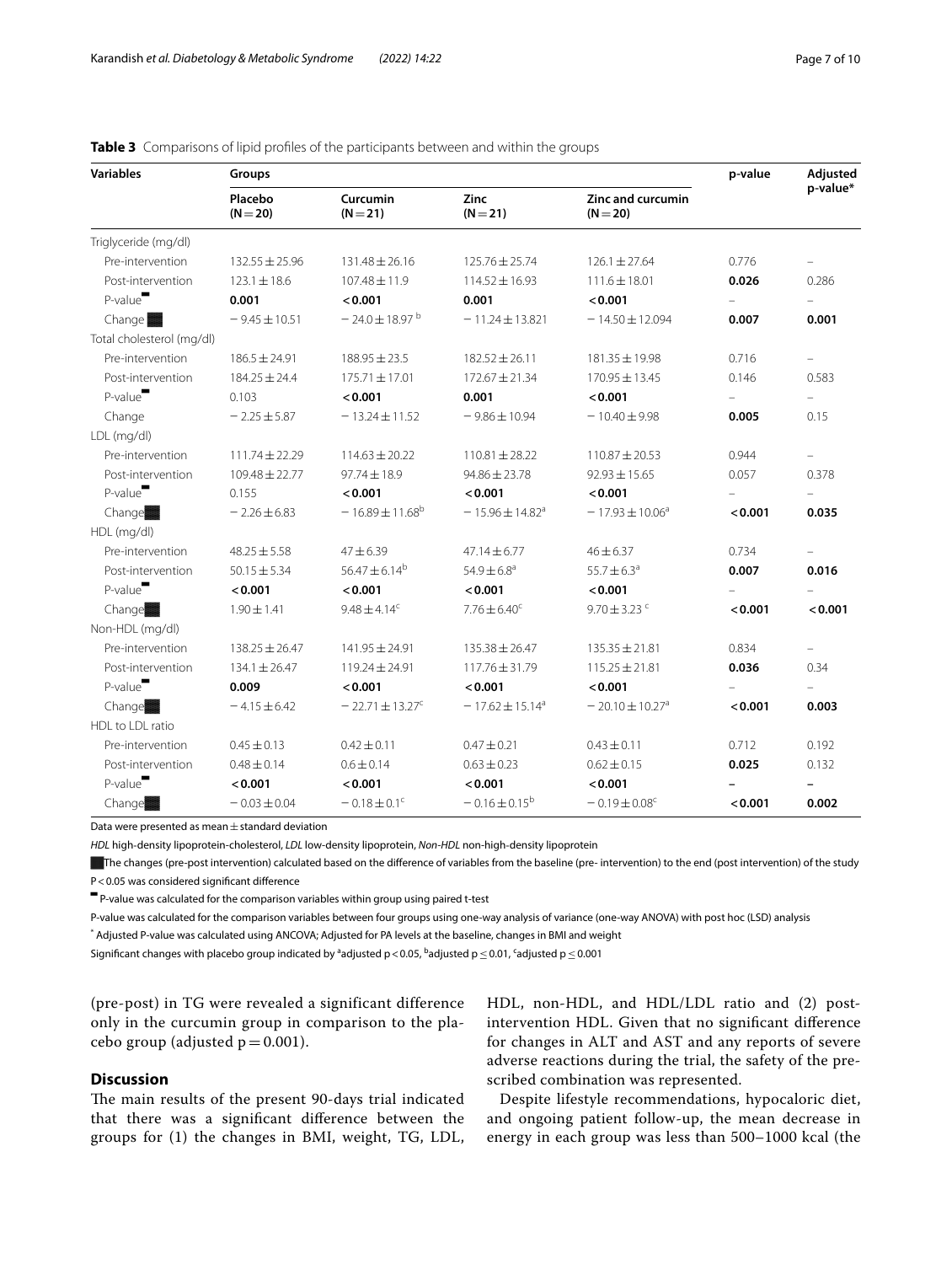**Table 3** Comparisons of lipid profiles of the participants between and within the groups

| Variables | Groups | | | | p-value | Adjusted p-value* |
|---|---|---|---|---|---|---|
| | Placebo (N = 20) | Curcumin (N = 21) | Zinc (N = 21) | Zinc and curcumin (N = 20) | | |
| Triglyceride (mg/dl) | | | | | | |
| Pre-intervention | 132.55 ± 25.96 | 131.48 ± 26.16 | 125.76 ± 25.74 | 126.1 ± 27.64 | 0.776 | – |
| Post-intervention | 123.1 ± 18.6 | 107.48 ± 11.9 | 114.52 ± 16.93 | 111.6 ± 18.01 | **0.026** | 0.286 |
| P-value▀ | **0.001** | **< 0.001** | **0.001** | **< 0.001** | – | – |
| Change ▩ | − 9.45 ± 10.51 | − 24.0 ± 18.97 [b] | − 11.24 ± 13.821 | − 14.50 ± 12.094 | **0.007** | **0.001** |
| Total cholesterol (mg/dl) | | | | | | |
| Pre-intervention | 186.5 ± 24.91 | 188.95 ± 23.5 | 182.52 ± 26.11 | 181.35 ± 19.98 | 0.716 | – |
| Post-intervention | 184.25 ± 24.4 | 175.71 ± 17.01 | 172.67 ± 21.34 | 170.95 ± 13.45 | 0.146 | 0.583 |
| P-value▀ | 0.103 | **< 0.001** | **0.001** | **< 0.001** | – | – |
| Change | − 2.25 ± 5.87 | − 13.24 ± 11.52 | − 9.86 ± 10.94 | − 10.40 ± 9.98 | **0.005** | 0.15 |
| LDL (mg/dl) | | | | | | |
| Pre-intervention | 111.74 ± 22.29 | 114.63 ± 20.22 | 110.81 ± 28.22 | 110.87 ± 20.53 | 0.944 | – |
| Post-intervention | 109.48 ± 22.77 | 97.74 ± 18.9 | 94.86 ± 23.78 | 92.93 ± 15.65 | 0.057 | 0.378 |
| P-value▀ | 0.155 | **< 0.001** | **< 0.001** | **< 0.001** | – | – |
| Change▩ | − 2.26 ± 6.83 | − 16.89 ± 11.68[b] | − 15.96 ± 14.82[a] | − 17.93 ± 10.06[a] | **< 0.001** | **0.035** |
| HDL (mg/dl) | | | | | | |
| Pre-intervention | 48.25 ± 5.58 | 47 ± 6.39 | 47.14 ± 6.77 | 46 ± 6.37 | 0.734 | – |
| Post-intervention | 50.15 ± 5.34 | 56.47 ± 6.14[b] | 54.9 ± 6.8[a] | 55.7 ± 6.3[a] | **0.007** | **0.016** |
| P-value▀ | **< 0.001** | **< 0.001** | **< 0.001** | **< 0.001** | – | – |
| Change▩ | 1.90 ± 1.41 | 9.48 ± 4.14[c] | 7.76 ± 6.40[c] | 9.70 ± 3.23 [c] | **< 0.001** | **< 0.001** |
| Non-HDL (mg/dl) | | | | | | |
| Pre-intervention | 138.25 ± 26.47 | 141.95 ± 24.91 | 135.38 ± 26.47 | 135.35 ± 21.81 | 0.834 | – |
| Post-intervention | 134.1 ± 26.47 | 119.24 ± 24.91 | 117.76 ± 31.79 | 115.25 ± 21.81 | **0.036** | 0.34 |
| P-value▀ | **0.009** | **< 0.001** | **< 0.001** | **< 0.001** | – | – |
| Change▩ | − 4.15 ± 6.42 | − 22.71 ± 13.27[c] | − 17.62 ± 15.14[a] | − 20.10 ± 10.27[a] | **< 0.001** | **0.003** |
| HDL to LDL ratio | | | | | | |
| Pre-intervention | 0.45 ± 0.13 | 0.42 ± 0.11 | 0.47 ± 0.21 | 0.43 ± 0.11 | 0.712 | 0.192 |
| Post-intervention | 0.48 ± 0.14 | 0.6 ± 0.14 | 0.63 ± 0.23 | 0.62 ± 0.15 | **0.025** | 0.132 |
| P-value▀ | **< 0.001** | **< 0.001** | **< 0.001** | **< 0.001** | – | – |
| Change▩ | − 0.03 ± 0.04 | − 0.18 ± 0.1[c] | − 0.16 ± 0.15[b] | − 0.19 ± 0.08[c] | **< 0.001** | **0.002** |

Data were presented as mean ± standard deviation

*HDL* high-density lipoprotein-cholesterol, *LDL* low-density lipoprotein, *Non-HDL* non-high-density lipoprotein

▩The changes (pre-post intervention) calculated based on the difference of variables from the baseline (pre- intervention) to the end (post intervention) of the study

P < 0.05 was considered significant difference

▀ P-value was calculated for the comparison variables within group using paired t-test

P-value was calculated for the comparison variables between four groups using one-way analysis of variance (one-way ANOVA) with post hoc (LSD) analysis

* Adjusted P-value was calculated using ANCOVA; Adjusted for PA levels at the baseline, changes in BMI and weight

Significant changes with placebo group indicated by [a]adjusted p < 0.05, [b]adjusted p ≤ 0.01, [c]adjusted p ≤ 0.001

(pre-post) in TG were revealed a significant difference only in the curcumin group in comparison to the placebo group (adjusted p = 0.001).

## Discussion

The main results of the present 90-days trial indicated that there was a significant difference between the groups for (1) the changes in BMI, weight, TG, LDL, HDL, non-HDL, and HDL/LDL ratio and (2) post-intervention HDL. Given that no significant difference for changes in ALT and AST and any reports of severe adverse reactions during the trial, the safety of the prescribed combination was represented.

Despite lifestyle recommendations, hypocaloric diet, and ongoing patient follow-up, the mean decrease in energy in each group was less than 500–1000 kcal (the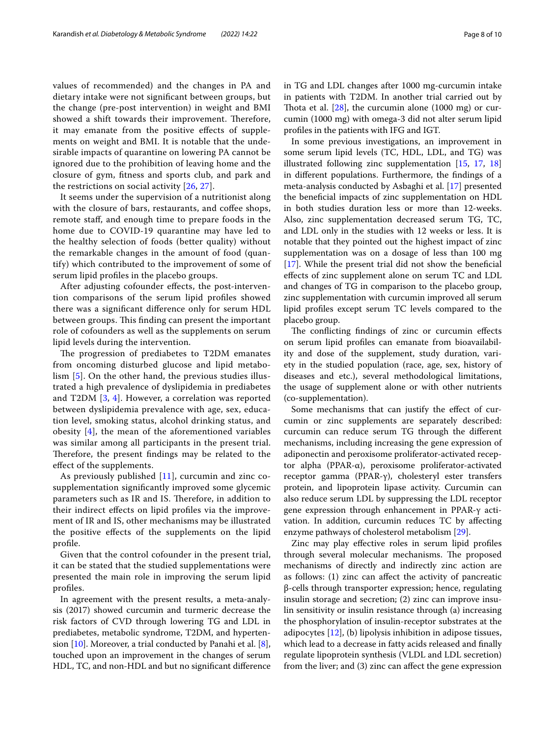values of recommended) and the changes in PA and dietary intake were not significant between groups, but the change (pre-post intervention) in weight and BMI showed a shift towards their improvement. Therefore, it may emanate from the positive effects of supplements on weight and BMI. It is notable that the undesirable impacts of quarantine on lowering PA cannot be ignored due to the prohibition of leaving home and the closure of gym, fitness and sports club, and park and the restrictions on social activity [26, 27].

It seems under the supervision of a nutritionist along with the closure of bars, restaurants, and coffee shops, remote staff, and enough time to prepare foods in the home due to COVID-19 quarantine may have led to the healthy selection of foods (better quality) without the remarkable changes in the amount of food (quantify) which contributed to the improvement of some of serum lipid profiles in the placebo groups.

After adjusting cofounder effects, the post-intervention comparisons of the serum lipid profiles showed there was a significant difference only for serum HDL between groups. This finding can present the important role of cofounders as well as the supplements on serum lipid levels during the intervention.

The progression of prediabetes to T2DM emanates from oncoming disturbed glucose and lipid metabolism [5]. On the other hand, the previous studies illustrated a high prevalence of dyslipidemia in prediabetes and T2DM [3, 4]. However, a correlation was reported between dyslipidemia prevalence with age, sex, education level, smoking status, alcohol drinking status, and obesity [4], the mean of the aforementioned variables was similar among all participants in the present trial. Therefore, the present findings may be related to the effect of the supplements.

As previously published [11], curcumin and zinc co-supplementation significantly improved some glycemic parameters such as IR and IS. Therefore, in addition to their indirect effects on lipid profiles via the improvement of IR and IS, other mechanisms may be illustrated the positive effects of the supplements on the lipid profile.

Given that the control cofounder in the present trial, it can be stated that the studied supplementations were presented the main role in improving the serum lipid profiles.

In agreement with the present results, a meta-analysis (2017) showed curcumin and turmeric decrease the risk factors of CVD through lowering TG and LDL in prediabetes, metabolic syndrome, T2DM, and hypertension [10]. Moreover, a trial conducted by Panahi et al. [8], touched upon an improvement in the changes of serum HDL, TC, and non-HDL and but no significant difference in TG and LDL changes after 1000 mg-curcumin intake in patients with T2DM. In another trial carried out by Thota et al. [28], the curcumin alone (1000 mg) or curcumin (1000 mg) with omega-3 did not alter serum lipid profiles in the patients with IFG and IGT.

In some previous investigations, an improvement in some serum lipid levels (TC, HDL, LDL, and TG) was illustrated following zinc supplementation [15, 17, 18] in different populations. Furthermore, the findings of a meta-analysis conducted by Asbaghi et al. [17] presented the beneficial impacts of zinc supplementation on HDL in both studies duration less or more than 12-weeks. Also, zinc supplementation decreased serum TG, TC, and LDL only in the studies with 12 weeks or less. It is notable that they pointed out the highest impact of zinc supplementation was on a dosage of less than 100 mg [17]. While the present trial did not show the beneficial effects of zinc supplement alone on serum TC and LDL and changes of TG in comparison to the placebo group, zinc supplementation with curcumin improved all serum lipid profiles except serum TC levels compared to the placebo group.

The conflicting findings of zinc or curcumin effects on serum lipid profiles can emanate from bioavailability and dose of the supplement, study duration, variety in the studied population (race, age, sex, history of diseases and etc.), several methodological limitations, the usage of supplement alone or with other nutrients (co-supplementation).

Some mechanisms that can justify the effect of curcumin or zinc supplements are separately described: curcumin can reduce serum TG through the different mechanisms, including increasing the gene expression of adiponectin and peroxisome proliferator-activated receptor alpha (PPAR-α), peroxisome proliferator-activated receptor gamma (PPAR-γ), cholesteryl ester transfers protein, and lipoprotein lipase activity. Curcumin can also reduce serum LDL by suppressing the LDL receptor gene expression through enhancement in PPAR-γ activation. In addition, curcumin reduces TC by affecting enzyme pathways of cholesterol metabolism [29].

Zinc may play effective roles in serum lipid profiles through several molecular mechanisms. The proposed mechanisms of directly and indirectly zinc action are as follows: (1) zinc can affect the activity of pancreatic β-cells through transporter expression; hence, regulating insulin storage and secretion; (2) zinc can improve insulin sensitivity or insulin resistance through (a) increasing the phosphorylation of insulin-receptor substrates at the adipocytes [12], (b) lipolysis inhibition in adipose tissues, which lead to a decrease in fatty acids released and finally regulate lipoprotein synthesis (VLDL and LDL secretion) from the liver; and (3) zinc can affect the gene expression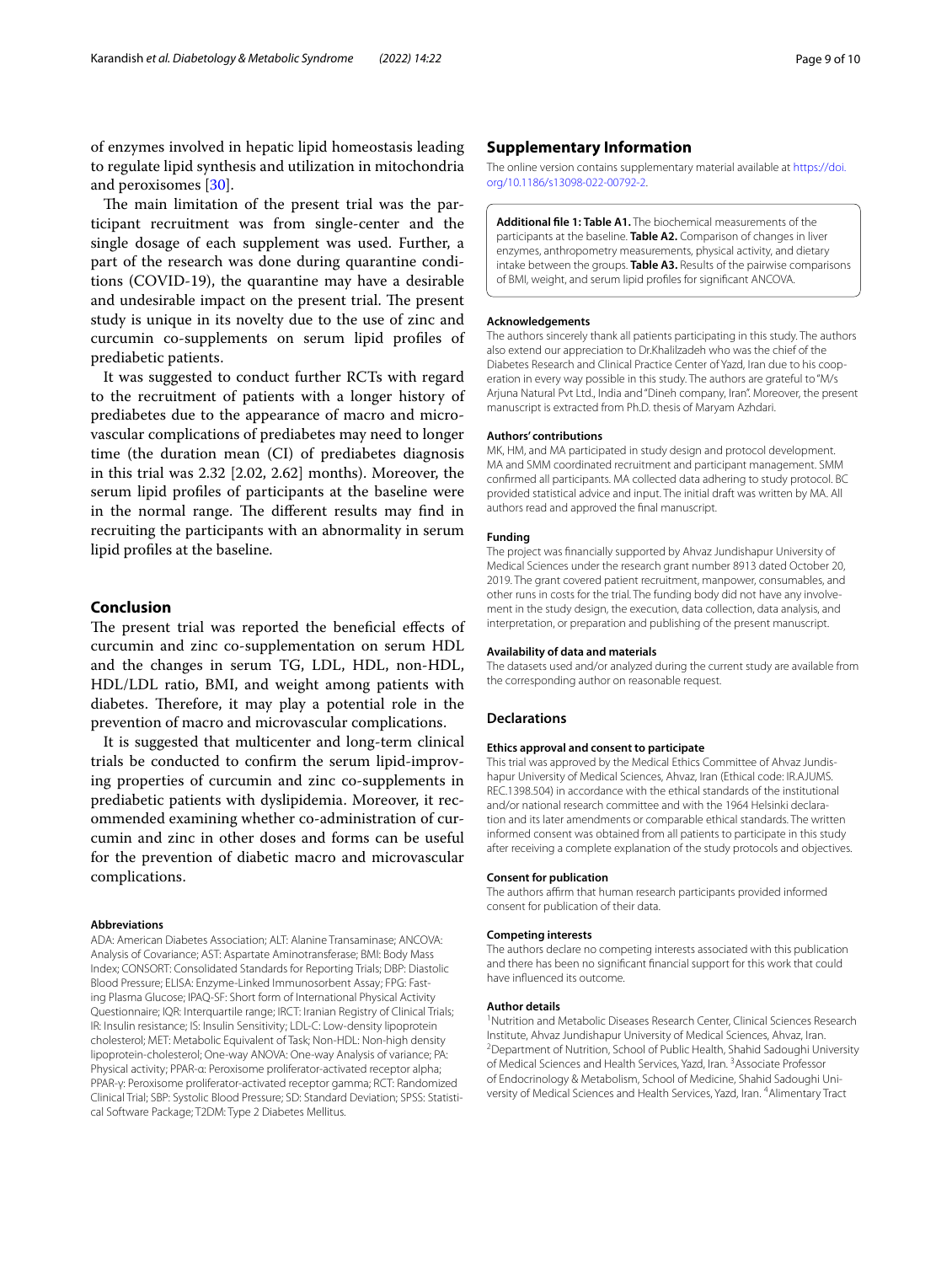of enzymes involved in hepatic lipid homeostasis leading to regulate lipid synthesis and utilization in mitochondria and peroxisomes [30].

The main limitation of the present trial was the participant recruitment was from single-center and the single dosage of each supplement was used. Further, a part of the research was done during quarantine conditions (COVID-19), the quarantine may have a desirable and undesirable impact on the present trial. The present study is unique in its novelty due to the use of zinc and curcumin co-supplements on serum lipid profiles of prediabetic patients.

It was suggested to conduct further RCTs with regard to the recruitment of patients with a longer history of prediabetes due to the appearance of macro and microvascular complications of prediabetes may need to longer time (the duration mean (CI) of prediabetes diagnosis in this trial was 2.32 [2.02, 2.62] months). Moreover, the serum lipid profiles of participants at the baseline were in the normal range. The different results may find in recruiting the participants with an abnormality in serum lipid profiles at the baseline.

## Conclusion

The present trial was reported the beneficial effects of curcumin and zinc co-supplementation on serum HDL and the changes in serum TG, LDL, HDL, non-HDL, HDL/LDL ratio, BMI, and weight among patients with diabetes. Therefore, it may play a potential role in the prevention of macro and microvascular complications.

It is suggested that multicenter and long-term clinical trials be conducted to confirm the serum lipid-improving properties of curcumin and zinc co-supplements in prediabetic patients with dyslipidemia. Moreover, it recommended examining whether co-administration of curcumin and zinc in other doses and forms can be useful for the prevention of diabetic macro and microvascular complications.

#### Abbreviations

ADA: American Diabetes Association; ALT: Alanine Transaminase; ANCOVA: Analysis of Covariance; AST: Aspartate Aminotransferase; BMI: Body Mass Index; CONSORT: Consolidated Standards for Reporting Trials; DBP: Diastolic Blood Pressure; ELISA: Enzyme-Linked Immunosorbent Assay; FPG: Fasting Plasma Glucose; IPAQ-SF: Short form of International Physical Activity Questionnaire; IQR: Interquartile range; IRCT: Iranian Registry of Clinical Trials; IR: Insulin resistance; IS: Insulin Sensitivity; LDL-C: Low-density lipoprotein cholesterol; MET: Metabolic Equivalent of Task; Non-HDL: Non-high density lipoprotein-cholesterol; One-way ANOVA: One-way Analysis of variance; PA: Physical activity; PPAR-α: Peroxisome proliferator-activated receptor alpha; PPAR-γ: Peroxisome proliferator-activated receptor gamma; RCT: Randomized Clinical Trial; SBP: Systolic Blood Pressure; SD: Standard Deviation; SPSS: Statistical Software Package; T2DM: Type 2 Diabetes Mellitus.

## Supplementary Information

The online version contains supplementary material available at https://doi.org/10.1186/s13098-022-00792-2.

**Additional file 1: Table A1.** The biochemical measurements of the participants at the baseline. **Table A2.** Comparison of changes in liver enzymes, anthropometry measurements, physical activity, and dietary intake between the groups. **Table A3.** Results of the pairwise comparisons of BMI, weight, and serum lipid profiles for significant ANCOVA.

#### Acknowledgements

The authors sincerely thank all patients participating in this study. The authors also extend our appreciation to Dr.Khalilzadeh who was the chief of the Diabetes Research and Clinical Practice Center of Yazd, Iran due to his cooperation in every way possible in this study. The authors are grateful to "M/s Arjuna Natural Pvt Ltd., India and "Dineh company, Iran". Moreover, the present manuscript is extracted from Ph.D. thesis of Maryam Azhdari.

#### Authors' contributions

MK, HM, and MA participated in study design and protocol development. MA and SMM coordinated recruitment and participant management. SMM confirmed all participants. MA collected data adhering to study protocol. BC provided statistical advice and input. The initial draft was written by MA. All authors read and approved the final manuscript.

#### Funding

The project was financially supported by Ahvaz Jundishapur University of Medical Sciences under the research grant number 8913 dated October 20, 2019. The grant covered patient recruitment, manpower, consumables, and other runs in costs for the trial. The funding body did not have any involvement in the study design, the execution, data collection, data analysis, and interpretation, or preparation and publishing of the present manuscript.

#### Availability of data and materials

The datasets used and/or analyzed during the current study are available from the corresponding author on reasonable request.

### Declarations

#### Ethics approval and consent to participate

This trial was approved by the Medical Ethics Committee of Ahvaz Jundishapur University of Medical Sciences, Ahvaz, Iran (Ethical code: IR.AJUMS.REC.1398.504) in accordance with the ethical standards of the institutional and/or national research committee and with the 1964 Helsinki declaration and its later amendments or comparable ethical standards. The written informed consent was obtained from all patients to participate in this study after receiving a complete explanation of the study protocols and objectives.

#### Consent for publication

The authors affirm that human research participants provided informed consent for publication of their data.

#### Competing interests

The authors declare no competing interests associated with this publication and there has been no significant financial support for this work that could have influenced its outcome.

#### Author details

[1] Nutrition and Metabolic Diseases Research Center, Clinical Sciences Research Institute, Ahvaz Jundishapur University of Medical Sciences, Ahvaz, Iran. [2] Department of Nutrition, School of Public Health, Shahid Sadoughi University of Medical Sciences and Health Services, Yazd, Iran. [3] Associate Professor of Endocrinology & Metabolism, School of Medicine, Shahid Sadoughi University of Medical Sciences and Health Services, Yazd, Iran. [4] Alimentary Tract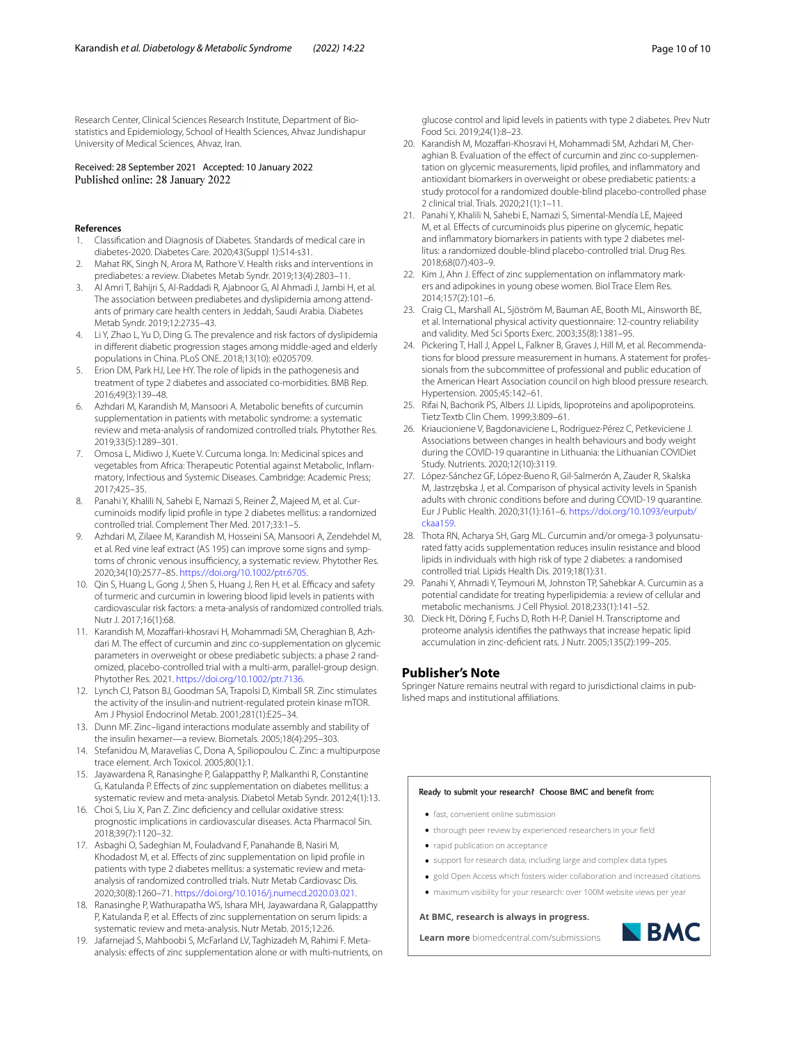Research Center, Clinical Sciences Research Institute, Department of Biostatistics and Epidemiology, School of Health Sciences, Ahvaz Jundishapur University of Medical Sciences, Ahvaz, Iran.

Received: 28 September 2021 Accepted: 10 January 2022
Published online: 28 January 2022

### References

1. Classification and Diagnosis of Diabetes. Standards of medical care in diabetes-2020. Diabetes Care. 2020;43(Suppl 1):S14-s31.
2. Mahat RK, Singh N, Arora M, Rathore V. Health risks and interventions in prediabetes: a review. Diabetes Metab Syndr. 2019;13(4):2803–11.
3. Al Amri T, Bahijri S, Al-Raddadi R, Ajabnoor G, Al Ahmadi J, Jambi H, et al. The association between prediabetes and dyslipidemia among attendants of primary care health centers in Jeddah, Saudi Arabia. Diabetes Metab Syndr. 2019;12:2735–43.
4. Li Y, Zhao L, Yu D, Ding G. The prevalence and risk factors of dyslipidemia in different diabetic progression stages among middle-aged and elderly populations in China. PLoS ONE. 2018;13(10): e0205709.
5. Erion DM, Park HJ, Lee HY. The role of lipids in the pathogenesis and treatment of type 2 diabetes and associated co-morbidities. BMB Rep. 2016;49(3):139–48.
6. Azhdari M, Karandish M, Mansoori A. Metabolic benefits of curcumin supplementation in patients with metabolic syndrome: a systematic review and meta-analysis of randomized controlled trials. Phytother Res. 2019;33(5):1289–301.
7. Omosa L, Midiwo J, Kuete V. Curcuma longa. In: Medicinal spices and vegetables from Africa: Therapeutic Potential against Metabolic, Inflammatory, Infectious and Systemic Diseases. Cambridge: Academic Press; 2017;425–35.
8. Panahi Y, Khalili N, Sahebi E, Namazi S, Reiner Ž, Majeed M, et al. Curcuminoids modify lipid profile in type 2 diabetes mellitus: a randomized controlled trial. Complement Ther Med. 2017;33:1–5.
9. Azhdari M, Zilaee M, Karandish M, Hosseini SA, Mansoori A, Zendehdel M, et al. Red vine leaf extract (AS 195) can improve some signs and symptoms of chronic venous insufficiency, a systematic review. Phytother Res. 2020;34(10):2577–85. https://doi.org/10.1002/ptr.6705.
10. Qin S, Huang L, Gong J, Shen S, Huang J, Ren H, et al. Efficacy and safety of turmeric and curcumin in lowering blood lipid levels in patients with cardiovascular risk factors: a meta-analysis of randomized controlled trials. Nutr J. 2017;16(1):68.
11. Karandish M, Mozaffari-khosravi H, Mohammadi SM, Cheraghian B, Azhdari M. The effect of curcumin and zinc co-supplementation on glycemic parameters in overweight or obese prediabetic subjects: a phase 2 randomized, placebo-controlled trial with a multi-arm, parallel-group design. Phytother Res. 2021. https://doi.org/10.1002/ptr.7136.
12. Lynch CJ, Patson BJ, Goodman SA, Trapolsi D, Kimball SR. Zinc stimulates the activity of the insulin-and nutrient-regulated protein kinase mTOR. Am J Physiol Endocrinol Metab. 2001;281(1):E25–34.
13. Dunn MF. Zinc–ligand interactions modulate assembly and stability of the insulin hexamer—a review. Biometals. 2005;18(4):295–303.
14. Stefanidou M, Maravelias C, Dona A, Spiliopoulou C. Zinc: a multipurpose trace element. Arch Toxicol. 2005;80(1):1.
15. Jayawardena R, Ranasinghe P, Galappatthy P, Malkanthi R, Constantine G, Katulanda P. Effects of zinc supplementation on diabetes mellitus: a systematic review and meta-analysis. Diabetol Metab Syndr. 2012;4(1):13.
16. Choi S, Liu X, Pan Z. Zinc deficiency and cellular oxidative stress: prognostic implications in cardiovascular diseases. Acta Pharmacol Sin. 2018;39(7):1120–32.
17. Asbaghi O, Sadeghian M, Fouladvand F, Panahande B, Nasiri M, Khodadost M, et al. Effects of zinc supplementation on lipid profile in patients with type 2 diabetes mellitus: a systematic review and meta-analysis of randomized controlled trials. Nutr Metab Cardiovasc Dis. 2020;30(8):1260–71. https://doi.org/10.1016/j.numecd.2020.03.021.
18. Ranasinghe P, Wathurapatha WS, Ishara MH, Jayawardana R, Galappatthy P, Katulanda P, et al. Effects of zinc supplementation on serum lipids: a systematic review and meta-analysis. Nutr Metab. 2015;12:26.
19. Jafarnejad S, Mahboobi S, McFarland LV, Taghizadeh M, Rahimi F. Meta-analysis: effects of zinc supplementation alone or with multi-nutrients, on glucose control and lipid levels in patients with type 2 diabetes. Prev Nutr Food Sci. 2019;24(1):8–23.
20. Karandish M, Mozaffari-Khosravi H, Mohammadi SM, Azhdari M, Cheraghian B. Evaluation of the effect of curcumin and zinc co-supplementation on glycemic measurements, lipid profiles, and inflammatory and antioxidant biomarkers in overweight or obese prediabetic patients: a study protocol for a randomized double-blind placebo-controlled phase 2 clinical trial. Trials. 2020;21(1):1–11.
21. Panahi Y, Khalili N, Sahebi E, Namazi S, Simental-Mendía LE, Majeed M, et al. Effects of curcuminoids plus piperine on glycemic, hepatic and inflammatory biomarkers in patients with type 2 diabetes mellitus: a randomized double-blind placebo-controlled trial. Drug Res. 2018;68(07):403–9.
22. Kim J, Ahn J. Effect of zinc supplementation on inflammatory markers and adipokines in young obese women. Biol Trace Elem Res. 2014;157(2):101–6.
23. Craig CL, Marshall AL, Sjöström M, Bauman AE, Booth ML, Ainsworth BE, et al. International physical activity questionnaire: 12-country reliability and validity. Med Sci Sports Exerc. 2003;35(8):1381–95.
24. Pickering T, Hall J, Appel L, Falkner B, Graves J, Hill M, et al. Recommendations for blood pressure measurement in humans. A statement for professionals from the subcommittee of professional and public education of the American Heart Association council on high blood pressure research. Hypertension. 2005;45:142–61.
25. Rifai N, Bachorik PS, Albers JJ. Lipids, lipoproteins and apolipoproteins. Tietz Textb Clin Chem. 1999;3:809–61.
26. Kriaucioniene V, Bagdonaviciene L, Rodríguez-Pérez C, Petkeviciene J. Associations between changes in health behaviours and body weight during the COVID-19 quarantine in Lithuania: the Lithuanian COVIDiet Study. Nutrients. 2020;12(10):3119.
27. López-Sánchez GF, López-Bueno R, Gil-Salmerón A, Zauder R, Skalska M, Jastrzębska J, et al. Comparison of physical activity levels in Spanish adults with chronic conditions before and during COVID-19 quarantine. Eur J Public Health. 2020;31(1):161–6. https://doi.org/10.1093/eurpub/ckaa159.
28. Thota RN, Acharya SH, Garg ML. Curcumin and/or omega-3 polyunsaturated fatty acids supplementation reduces insulin resistance and blood lipids in individuals with high risk of type 2 diabetes: a randomised controlled trial. Lipids Health Dis. 2019;18(1):31.
29. Panahi Y, Ahmadi Y, Teymouri M, Johnston TP, Sahebkar A. Curcumin as a potential candidate for treating hyperlipidemia: a review of cellular and metabolic mechanisms. J Cell Physiol. 2018;233(1):141–52.
30. Dieck Ht, Döring F, Fuchs D, Roth H-P, Daniel H. Transcriptome and proteome analysis identifies the pathways that increase hepatic lipid accumulation in zinc-deficient rats. J Nutr. 2005;135(2):199–205.

## Publisher's Note

Springer Nature remains neutral with regard to jurisdictional claims in published maps and institutional affiliations.

Ready to submit your research? Choose BMC and benefit from:

- fast, convenient online submission
- thorough peer review by experienced researchers in your field
- rapid publication on acceptance
- support for research data, including large and complex data types
- gold Open Access which fosters wider collaboration and increased citations
- maximum visibility for your research: over 100M website views per year

**At BMC, research is always in progress.**

**Learn more** biomedcentral.com/submissions

BMC